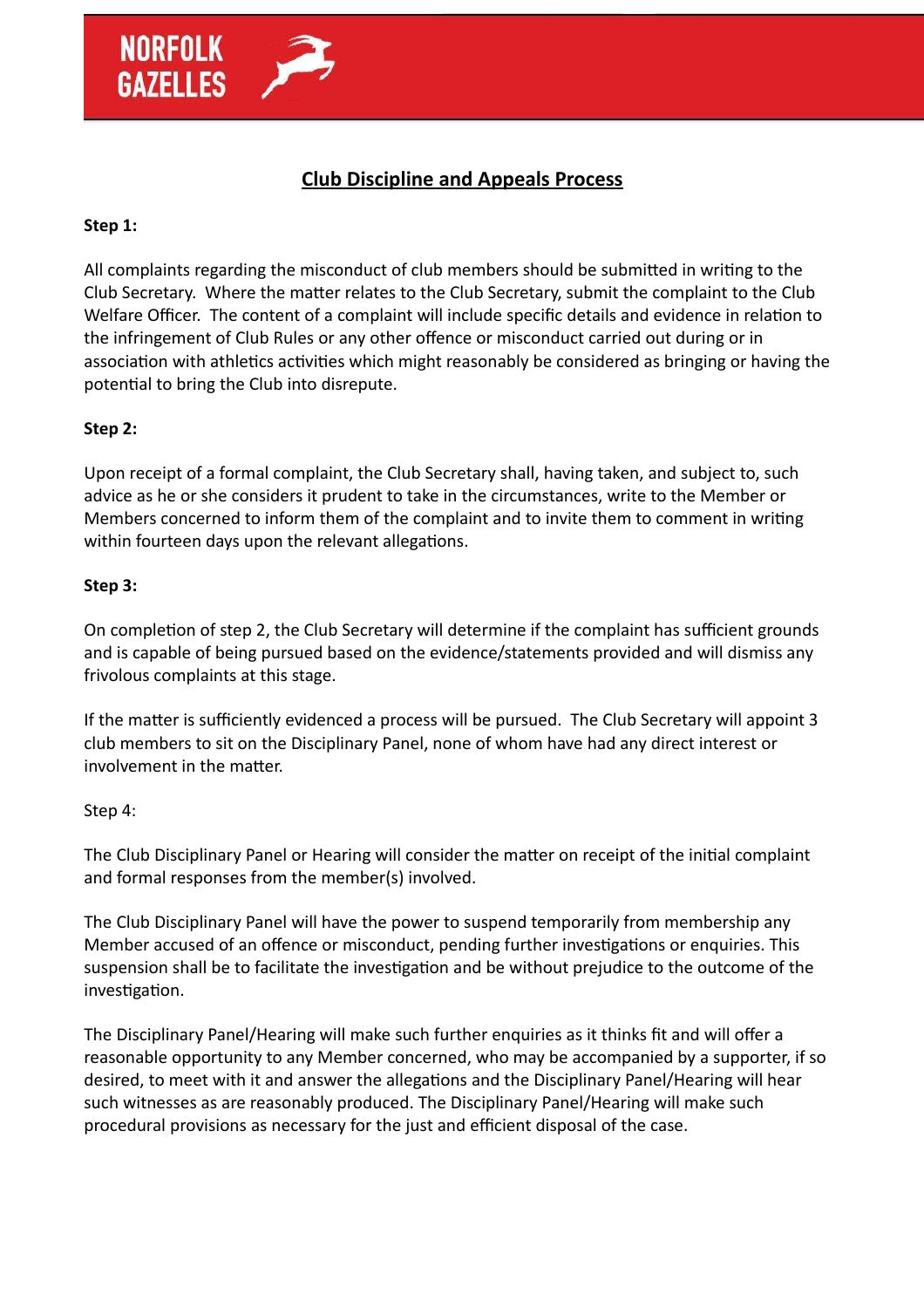NORFOLK GAZELLES

# Club Discipline and Appeals Process

**Step 1:**

All complaints regarding the misconduct of club members should be submitted in writing to the Club Secretary. Where the matter relates to the Club Secretary, submit the complaint to the Club Welfare Officer. The content of a complaint will include specific details and evidence in relation to the infringement of Club Rules or any other offence or misconduct carried out during or in association with athletics activities which might reasonably be considered as bringing or having the potential to bring the Club into disrepute.

**Step 2:**

Upon receipt of a formal complaint, the Club Secretary shall, having taken, and subject to, such advice as he or she considers it prudent to take in the circumstances, write to the Member or Members concerned to inform them of the complaint and to invite them to comment in writing within fourteen days upon the relevant allegations.

**Step 3:**

On completion of step 2, the Club Secretary will determine if the complaint has sufficient grounds and is capable of being pursued based on the evidence/statements provided and will dismiss any frivolous complaints at this stage.

If the matter is sufficiently evidenced a process will be pursued. The Club Secretary will appoint 3 club members to sit on the Disciplinary Panel, none of whom have had any direct interest or involvement in the matter.

Step 4:

The Club Disciplinary Panel or Hearing will consider the matter on receipt of the initial complaint and formal responses from the member(s) involved.

The Club Disciplinary Panel will have the power to suspend temporarily from membership any Member accused of an offence or misconduct, pending further investigations or enquiries. This suspension shall be to facilitate the investigation and be without prejudice to the outcome of the investigation.

The Disciplinary Panel/Hearing will make such further enquiries as it thinks fit and will offer a reasonable opportunity to any Member concerned, who may be accompanied by a supporter, if so desired, to meet with it and answer the allegations and the Disciplinary Panel/Hearing will hear such witnesses as are reasonably produced. The Disciplinary Panel/Hearing will make such procedural provisions as necessary for the just and efficient disposal of the case.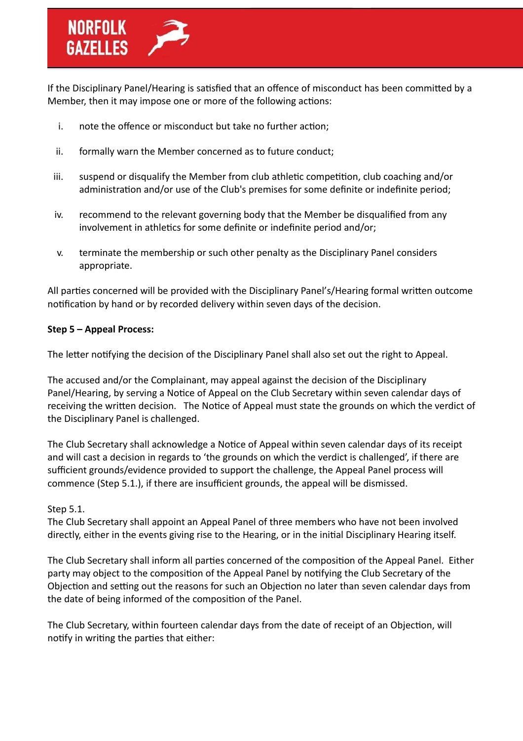If the Disciplinary Panel/Hearing is satisfied that an offence of misconduct has been committed by a Member, then it may impose one or more of the following actions:

i. note the offence or misconduct but take no further action;

ii. formally warn the Member concerned as to future conduct;

iii. suspend or disqualify the Member from club athletic competition, club coaching and/or administration and/or use of the Club's premises for some definite or indefinite period;

iv. recommend to the relevant governing body that the Member be disqualified from any involvement in athletics for some definite or indefinite period and/or;

v. terminate the membership or such other penalty as the Disciplinary Panel considers appropriate.

All parties concerned will be provided with the Disciplinary Panel's/Hearing formal written outcome notification by hand or by recorded delivery within seven days of the decision.

**Step 5 – Appeal Process:**

The letter notifying the decision of the Disciplinary Panel shall also set out the right to Appeal.

The accused and/or the Complainant, may appeal against the decision of the Disciplinary Panel/Hearing, by serving a Notice of Appeal on the Club Secretary within seven calendar days of receiving the written decision. The Notice of Appeal must state the grounds on which the verdict of the Disciplinary Panel is challenged.

The Club Secretary shall acknowledge a Notice of Appeal within seven calendar days of its receipt and will cast a decision in regards to 'the grounds on which the verdict is challenged', if there are sufficient grounds/evidence provided to support the challenge, the Appeal Panel process will commence (Step 5.1.), if there are insufficient grounds, the appeal will be dismissed.

Step 5.1.
The Club Secretary shall appoint an Appeal Panel of three members who have not been involved directly, either in the events giving rise to the Hearing, or in the initial Disciplinary Hearing itself.

The Club Secretary shall inform all parties concerned of the composition of the Appeal Panel. Either party may object to the composition of the Appeal Panel by notifying the Club Secretary of the Objection and setting out the reasons for such an Objection no later than seven calendar days from the date of being informed of the composition of the Panel.

The Club Secretary, within fourteen calendar days from the date of receipt of an Objection, will notify in writing the parties that either: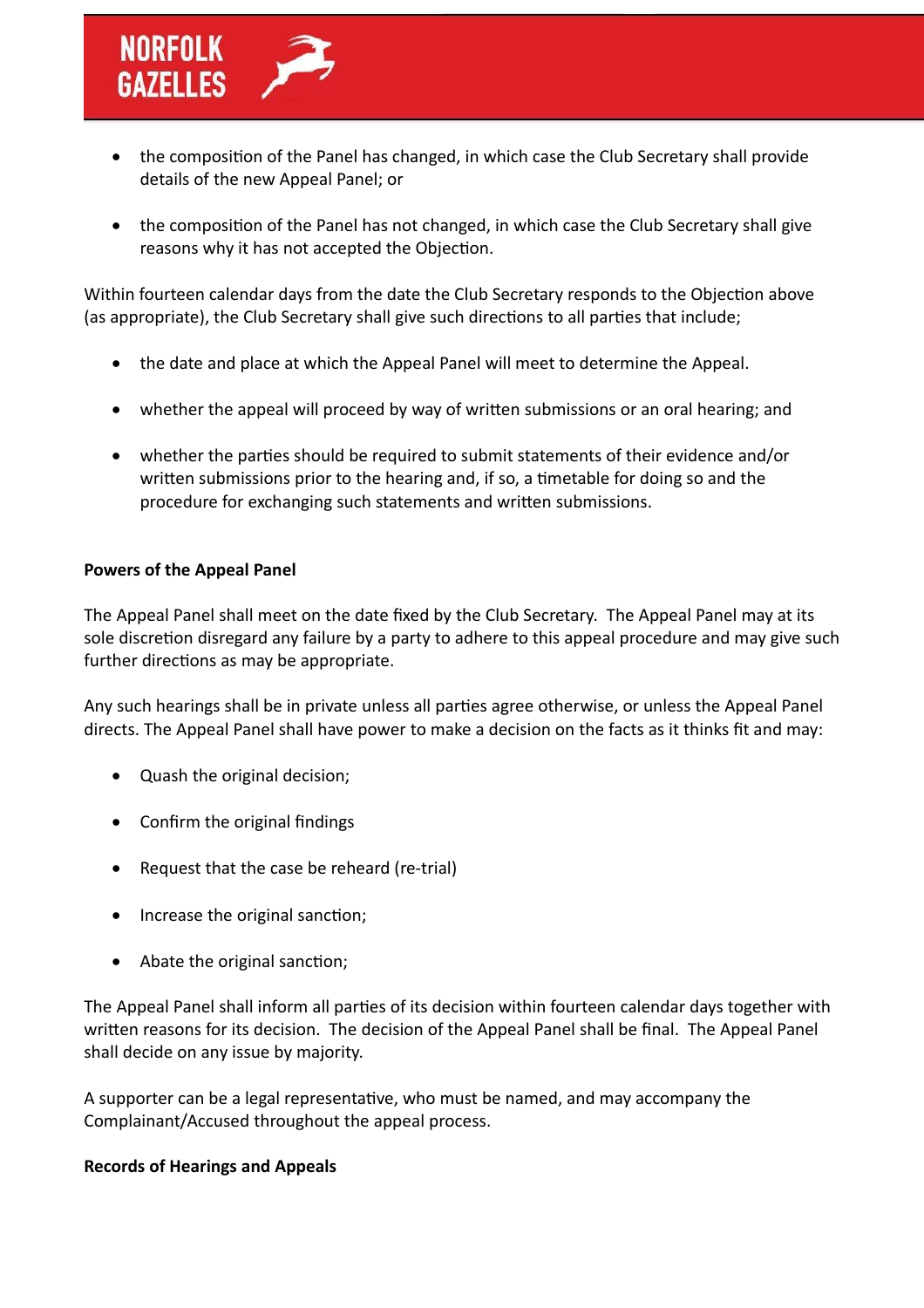- the composition of the Panel has changed, in which case the Club Secretary shall provide details of the new Appeal Panel; or

- the composition of the Panel has not changed, in which case the Club Secretary shall give reasons why it has not accepted the Objection.

Within fourteen calendar days from the date the Club Secretary responds to the Objection above (as appropriate), the Club Secretary shall give such directions to all parties that include;

- the date and place at which the Appeal Panel will meet to determine the Appeal.

- whether the appeal will proceed by way of written submissions or an oral hearing; and

- whether the parties should be required to submit statements of their evidence and/or written submissions prior to the hearing and, if so, a timetable for doing so and the procedure for exchanging such statements and written submissions.

**Powers of the Appeal Panel**

The Appeal Panel shall meet on the date fixed by the Club Secretary. The Appeal Panel may at its sole discretion disregard any failure by a party to adhere to this appeal procedure and may give such further directions as may be appropriate.

Any such hearings shall be in private unless all parties agree otherwise, or unless the Appeal Panel directs. The Appeal Panel shall have power to make a decision on the facts as it thinks fit and may:

- Quash the original decision;

- Confirm the original findings

- Request that the case be reheard (re-trial)

- Increase the original sanction;

- Abate the original sanction;

The Appeal Panel shall inform all parties of its decision within fourteen calendar days together with written reasons for its decision. The decision of the Appeal Panel shall be final. The Appeal Panel shall decide on any issue by majority.

A supporter can be a legal representative, who must be named, and may accompany the Complainant/Accused throughout the appeal process.

**Records of Hearings and Appeals**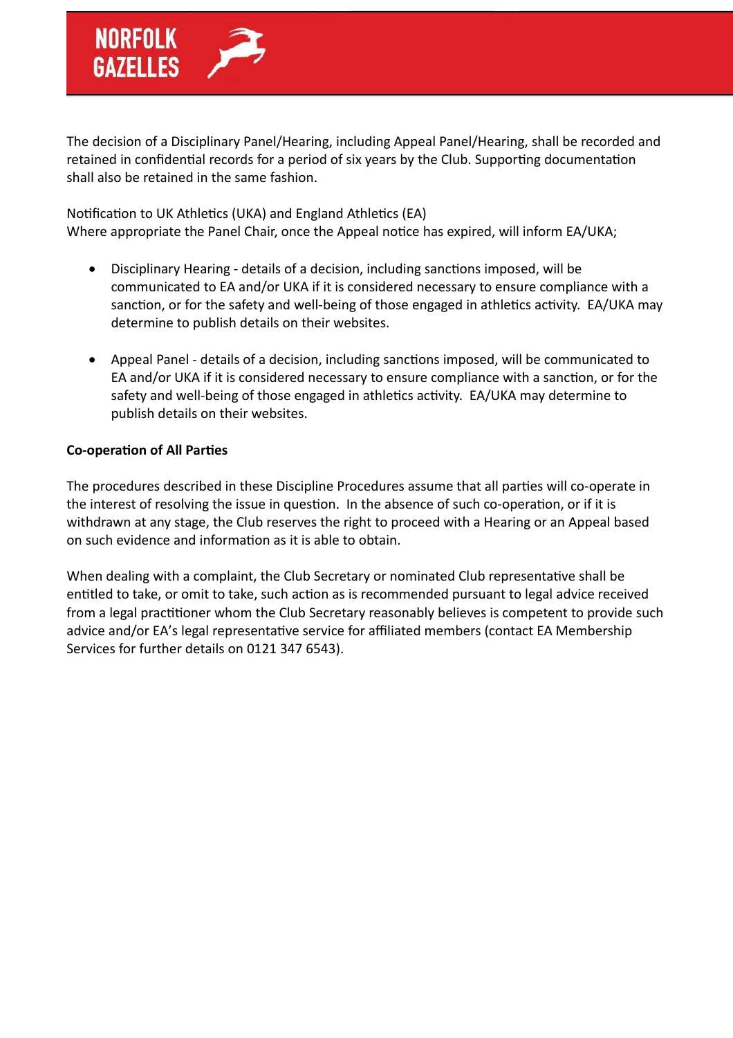The decision of a Disciplinary Panel/Hearing, including Appeal Panel/Hearing, shall be recorded and retained in confidential records for a period of six years by the Club. Supporting documentation shall also be retained in the same fashion.

Notification to UK Athletics (UKA) and England Athletics (EA)
Where appropriate the Panel Chair, once the Appeal notice has expired, will inform EA/UKA;

- Disciplinary Hearing - details of a decision, including sanctions imposed, will be communicated to EA and/or UKA if it is considered necessary to ensure compliance with a sanction, or for the safety and well-being of those engaged in athletics activity. EA/UKA may determine to publish details on their websites.

- Appeal Panel - details of a decision, including sanctions imposed, will be communicated to EA and/or UKA if it is considered necessary to ensure compliance with a sanction, or for the safety and well-being of those engaged in athletics activity. EA/UKA may determine to publish details on their websites.

**Co-operation of All Parties**

The procedures described in these Discipline Procedures assume that all parties will co-operate in the interest of resolving the issue in question. In the absence of such co-operation, or if it is withdrawn at any stage, the Club reserves the right to proceed with a Hearing or an Appeal based on such evidence and information as it is able to obtain.

When dealing with a complaint, the Club Secretary or nominated Club representative shall be entitled to take, or omit to take, such action as is recommended pursuant to legal advice received from a legal practitioner whom the Club Secretary reasonably believes is competent to provide such advice and/or EA's legal representative service for affiliated members (contact EA Membership Services for further details on 0121 347 6543).